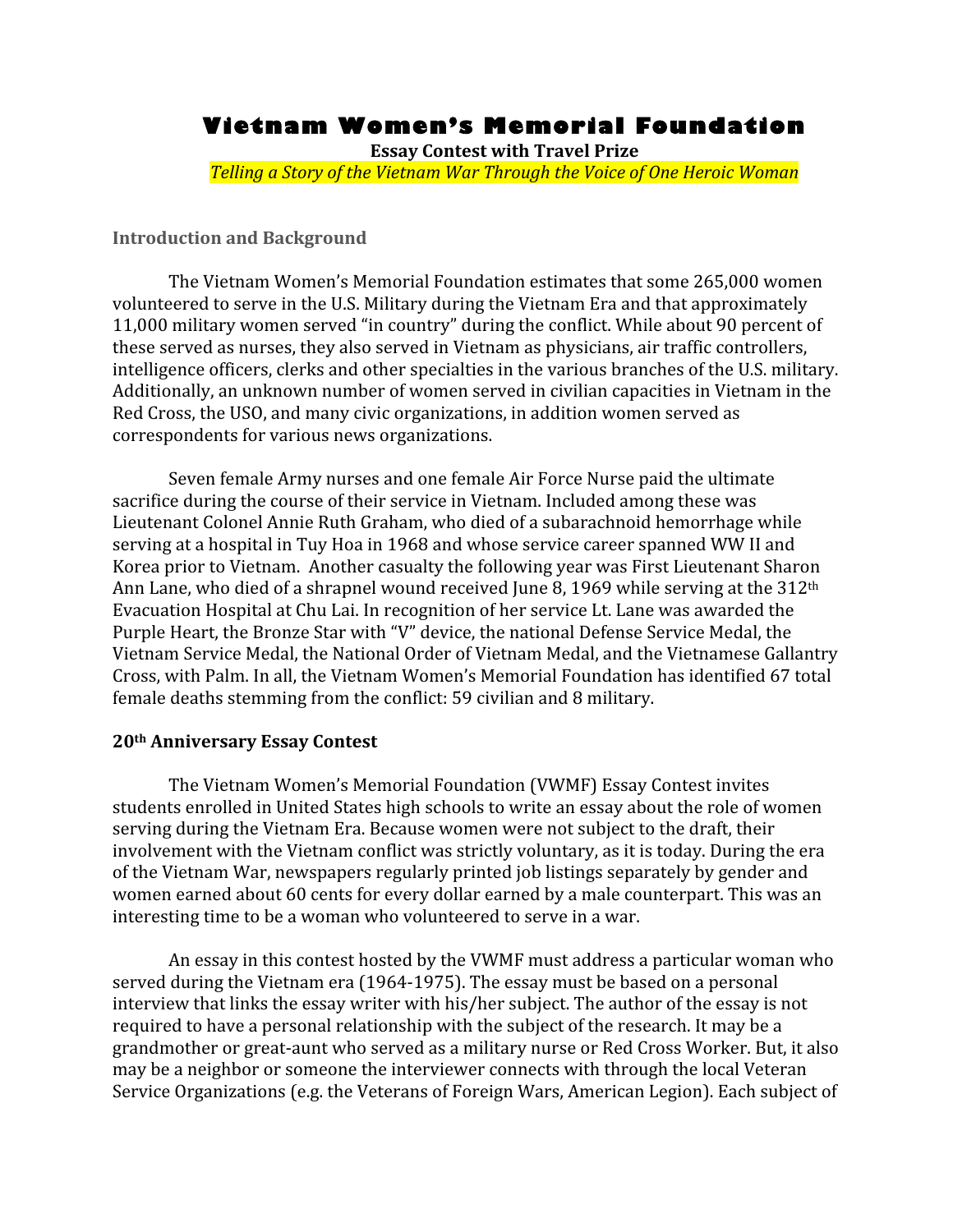# Vietnam Women's Memorial Foundation

**Essay Contest with Travel Prize**

*Telling a Story of the Vietnam War Through the Voice of One Heroic Woman*

## Introduction and Background

The Vietnam Women's Memorial Foundation estimates that some 265,000 women volunteered to serve in the U.S. Military during the Vietnam Era and that approximately 11,000 military women served "in country" during the conflict. While about 90 percent of these served as nurses, they also served in Vietnam as physicians, air traffic controllers, intelligence officers, clerks and other specialties in the various branches of the U.S. military. Additionally, an unknown number of women served in civilian capacities in Vietnam in the Red Cross, the USO, and many civic organizations, in addition women served as correspondents for various news organizations.

Seven female Army nurses and one female Air Force Nurse paid the ultimate sacrifice during the course of their service in Vietnam. Included among these was Lieutenant Colonel Annie Ruth Graham, who died of a subarachnoid hemorrhage while serving at a hospital in Tuy Hoa in 1968 and whose service career spanned WW II and Korea prior to Vietnam. Another casualty the following year was First Lieutenant Sharon Ann Lane, who died of a shrapnel wound received June 8, 1969 while serving at the 312th Evacuation Hospital at Chu Lai. In recognition of her service Lt. Lane was awarded the Purple Heart, the Bronze Star with "V" device, the national Defense Service Medal, the Vietnam Service Medal, the National Order of Vietnam Medal, and the Vietnamese Gallantry Cross, with Palm. In all, the Vietnam Women's Memorial Foundation has identified 67 total female deaths stemming from the conflict: 59 civilian and 8 military.

## 20th Anniversary Essay Contest

The Vietnam Women's Memorial Foundation (VWMF) Essay Contest invites students enrolled in United States high schools to write an essay about the role of women serving during the Vietnam Era. Because women were not subject to the draft, their involvement with the Vietnam conflict was strictly voluntary, as it is today. During the era of the Vietnam War, newspapers regularly printed job listings separately by gender and women earned about 60 cents for every dollar earned by a male counterpart. This was an interesting time to be a woman who volunteered to serve in a war.

An essay in this contest hosted by the VWMF must address a particular woman who served during the Vietnam era (1964-1975). The essay must be based on a personal interview that links the essay writer with his/her subject. The author of the essay is not required to have a personal relationship with the subject of the research. It may be a grandmother or great-aunt who served as a military nurse or Red Cross Worker. But, it also may be a neighbor or someone the interviewer connects with through the local Veteran Service Organizations (e.g. the Veterans of Foreign Wars, American Legion). Each subject of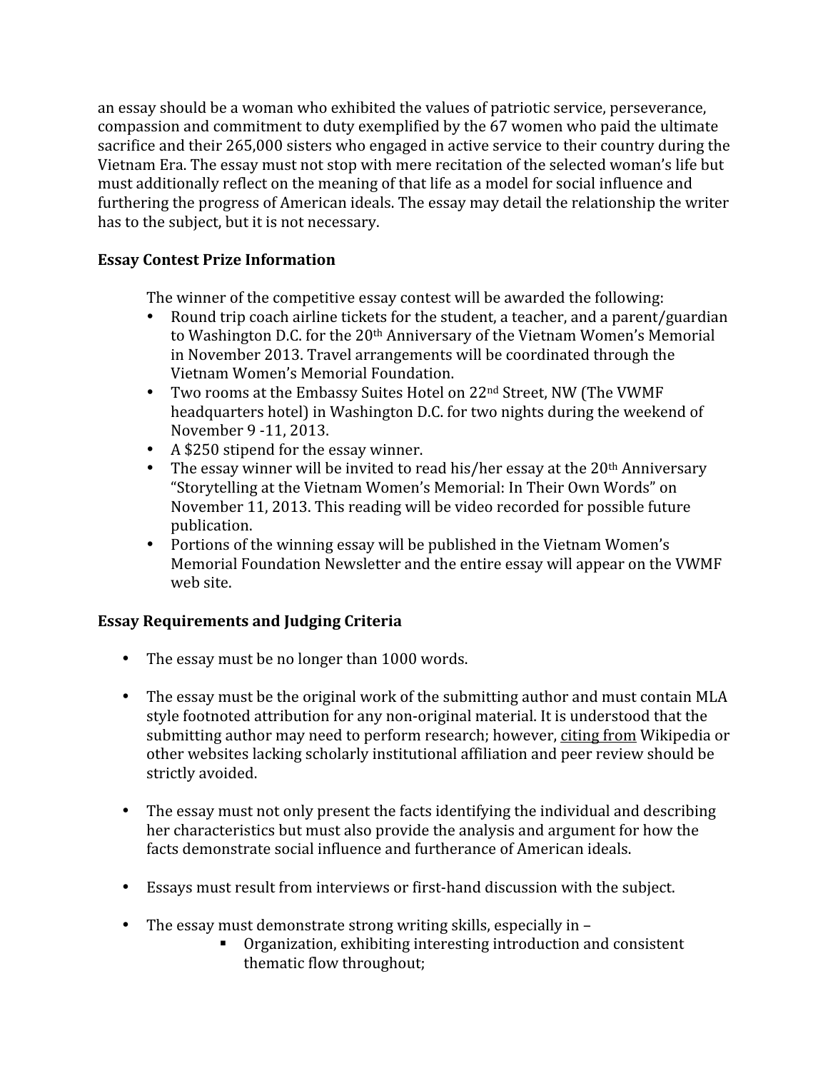an essay should be a woman who exhibited the values of patriotic service, perseverance, compassion and commitment to duty exemplified by the 67 women who paid the ultimate sacrifice and their 265,000 sisters who engaged in active service to their country during the Vietnam Era. The essay must not stop with mere recitation of the selected woman's life but must additionally reflect on the meaning of that life as a model for social influence and furthering the progress of American ideals. The essay may detail the relationship the writer has to the subject, but it is not necessary.

### Essay Contest Prize Information

The winner of the competitive essay contest will be awarded the following:

- Round trip coach airline tickets for the student, a teacher, and a parent/guardian to Washington D.C. for the 20th Anniversary of the Vietnam Women's Memorial in November 2013. Travel arrangements will be coordinated through the Vietnam Women's Memorial Foundation.
- Two rooms at the Embassy Suites Hotel on 22nd Street, NW (The VWMF headquarters hotel) in Washington D.C. for two nights during the weekend of November 9 -11, 2013.
- A $250 stipend for the essay winner.
- The essay winner will be invited to read his/her essay at the 20th Anniversary "Storytelling at the Vietnam Women's Memorial: In Their Own Words" on November 11, 2013. This reading will be video recorded for possible future publication.
- Portions of the winning essay will be published in the Vietnam Women's Memorial Foundation Newsletter and the entire essay will appear on the VWMF web site.

### Essay Requirements and Judging Criteria

- The essay must be no longer than 1000 words.
- The essay must be the original work of the submitting author and must contain MLA style footnoted attribution for any non-original material. It is understood that the submitting author may need to perform research; however, <u>citing from</u> Wikipedia or other websites lacking scholarly institutional affiliation and peer review should be strictly avoided.
- The essay must not only present the facts identifying the individual and describing her characteristics but must also provide the analysis and argument for how the facts demonstrate social influence and furtherance of American ideals.
- Essays must result from interviews or first-hand discussion with the subject.
- The essay must demonstrate strong writing skills, especially in –
  - Organization, exhibiting interesting introduction and consistent thematic flow throughout;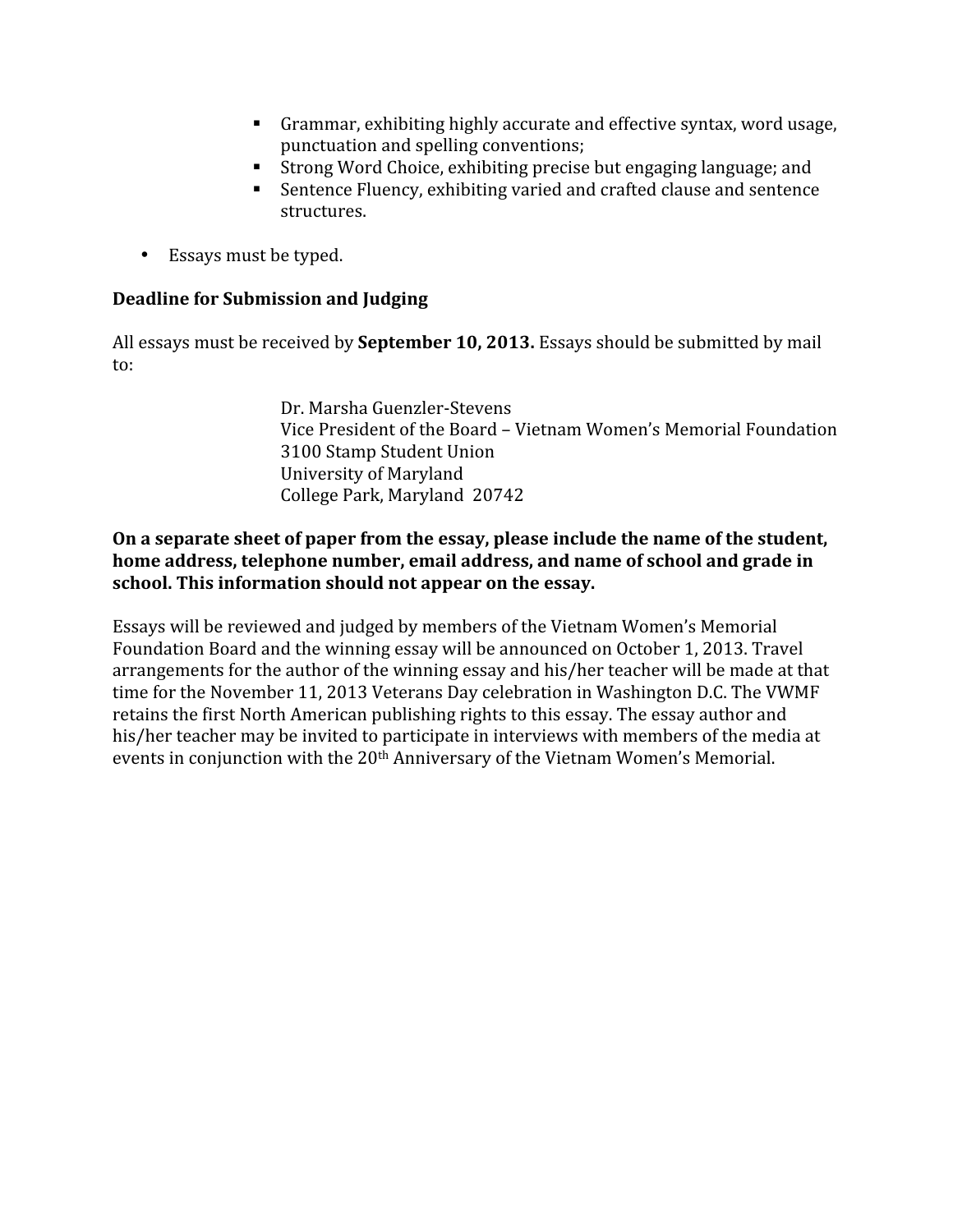- Grammar, exhibiting highly accurate and effective syntax, word usage, punctuation and spelling conventions;
  - Strong Word Choice, exhibiting precise but engaging language; and
  - Sentence Fluency, exhibiting varied and crafted clause and sentence structures.

- Essays must be typed.

**Deadline for Submission and Judging**

All essays must be received by **September 10, 2013.** Essays should be submitted by mail to:

Dr. Marsha Guenzler-Stevens
Vice President of the Board – Vietnam Women's Memorial Foundation
3100 Stamp Student Union
University of Maryland
College Park, Maryland 20742

**On a separate sheet of paper from the essay, please include the name of the student, home address, telephone number, email address, and name of school and grade in school. This information should not appear on the essay.**

Essays will be reviewed and judged by members of the Vietnam Women's Memorial Foundation Board and the winning essay will be announced on October 1, 2013. Travel arrangements for the author of the winning essay and his/her teacher will be made at that time for the November 11, 2013 Veterans Day celebration in Washington D.C. The VWMF retains the first North American publishing rights to this essay. The essay author and his/her teacher may be invited to participate in interviews with members of the media at events in conjunction with the 20th Anniversary of the Vietnam Women's Memorial.